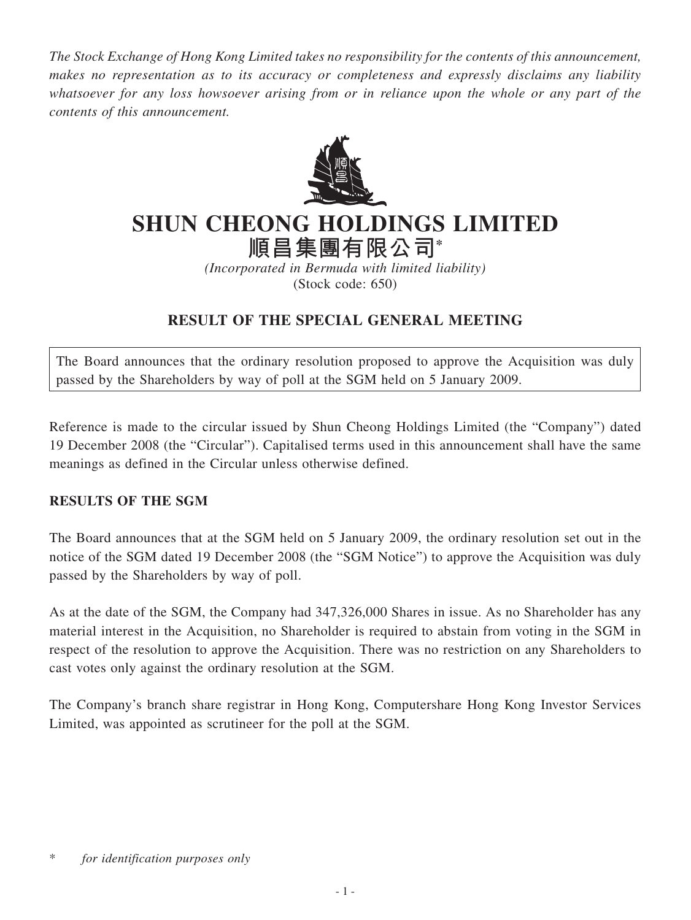*The Stock Exchange of Hong Kong Limited takes no responsibility for the contents of this announcement, makes no representation as to its accuracy or completeness and expressly disclaims any liability whatsoever for any loss howsoever arising from or in reliance upon the whole or any part of the contents of this announcement.*

# SHUN CHEONG HOLDINGS LIMITED
# 順昌集團有限公司*

*(Incorporated in Bermuda with limited liability)*
(Stock code: 650)

## RESULT OF THE SPECIAL GENERAL MEETING

The Board announces that the ordinary resolution proposed to approve the Acquisition was duly passed by the Shareholders by way of poll at the SGM held on 5 January 2009.

Reference is made to the circular issued by Shun Cheong Holdings Limited (the "Company") dated 19 December 2008 (the "Circular"). Capitalised terms used in this announcement shall have the same meanings as defined in the Circular unless otherwise defined.

### RESULTS OF THE SGM

The Board announces that at the SGM held on 5 January 2009, the ordinary resolution set out in the notice of the SGM dated 19 December 2008 (the "SGM Notice") to approve the Acquisition was duly passed by the Shareholders by way of poll.

As at the date of the SGM, the Company had 347,326,000 Shares in issue. As no Shareholder has any material interest in the Acquisition, no Shareholder is required to abstain from voting in the SGM in respect of the resolution to approve the Acquisition. There was no restriction on any Shareholders to cast votes only against the ordinary resolution at the SGM.

The Company's branch share registrar in Hong Kong, Computershare Hong Kong Investor Services Limited, was appointed as scrutineer for the poll at the SGM.

\* *for identification purposes only*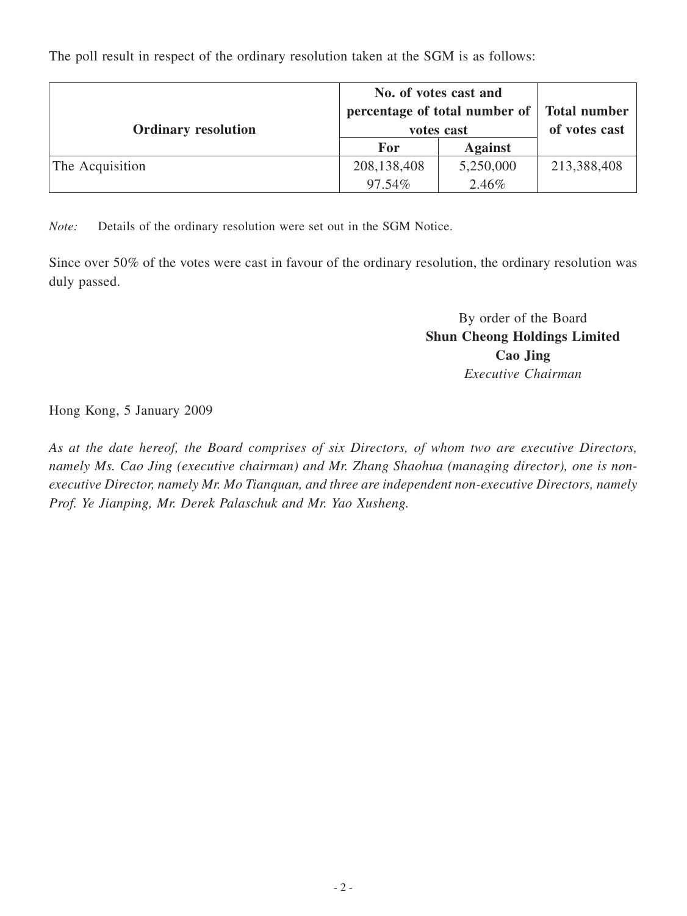The poll result in respect of the ordinary resolution taken at the SGM is as follows:

| Ordinary resolution | No. of votes cast and percentage of total number of votes cast | | Total number of votes cast |
|---|---|---|---|
| | For | Against | |
| The Acquisition | 208,138,408<br>97.54% | 5,250,000<br>2.46% | 213,388,408 |

*Note:* Details of the ordinary resolution were set out in the SGM Notice.

Since over 50% of the votes were cast in favour of the ordinary resolution, the ordinary resolution was duly passed.

By order of the Board
**Shun Cheong Holdings Limited**
**Cao Jing**
*Executive Chairman*

Hong Kong, 5 January 2009

*As at the date hereof, the Board comprises of six Directors, of whom two are executive Directors, namely Ms. Cao Jing (executive chairman) and Mr. Zhang Shaohua (managing director), one is non-executive Director, namely Mr. Mo Tianquan, and three are independent non-executive Directors, namely Prof. Ye Jianping, Mr. Derek Palaschuk and Mr. Yao Xusheng.*